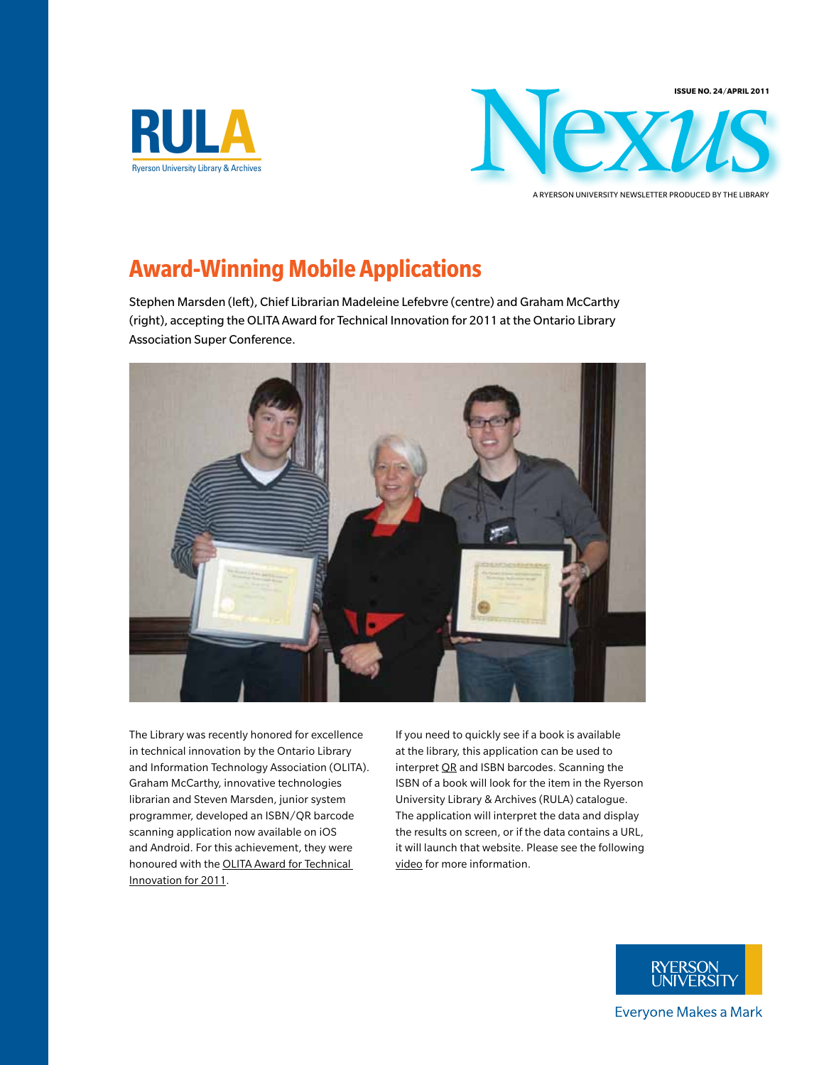RULA
Ryerson University Library & Archives

ISSUE NO. 24/APRIL 2011

# Nexus

A RYERSON UNIVERSITY NEWSLETTER PRODUCED BY THE LIBRARY

## Award-Winning Mobile Applications

Stephen Marsden (left), Chief Librarian Madeleine Lefebvre (centre) and Graham McCarthy (right), accepting the OLITA Award for Technical Innovation for 2011 at the Ontario Library Association Super Conference.

The Library was recently honored for excellence in technical innovation by the Ontario Library and Information Technology Association (OLITA). Graham McCarthy, innovative technologies librarian and Steven Marsden, junior system programmer, developed an ISBN/QR barcode scanning application now available on iOS and Android. For this achievement, they were honoured with the OLITA Award for Technical Innovation for 2011.

If you need to quickly see if a book is available at the library, this application can be used to interpret QR and ISBN barcodes. Scanning the ISBN of a book will look for the item in the Ryerson University Library & Archives (RULA) catalogue. The application will interpret the data and display the results on screen, or if the data contains a URL, it will launch that website. Please see the following video for more information.

RYERSON UNIVERSITY
Everyone Makes a Mark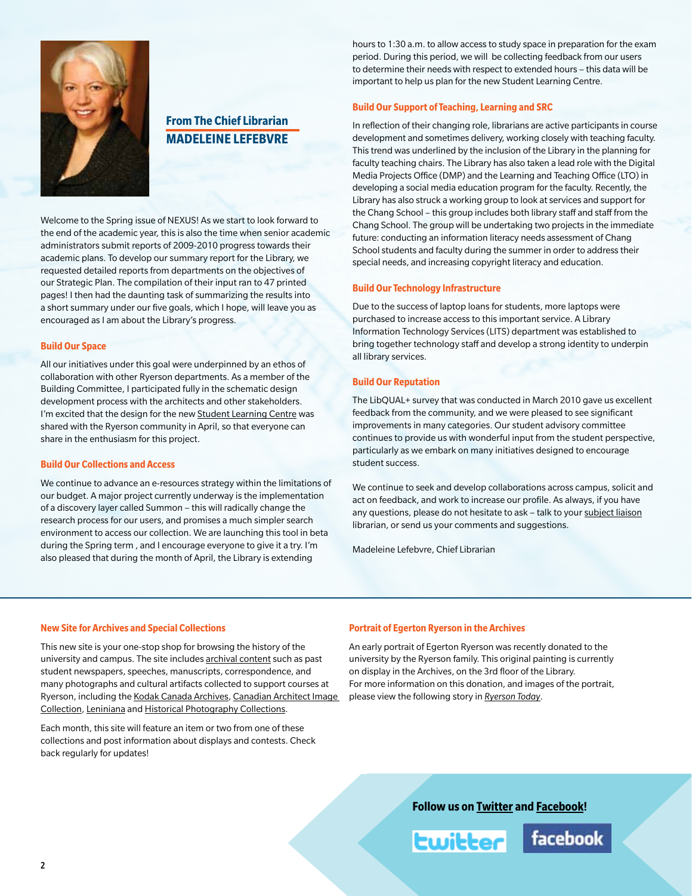## From The Chief Librarian
## MADELEINE LEFEBVRE

Welcome to the Spring issue of NEXUS! As we start to look forward to the end of the academic year, this is also the time when senior academic administrators submit reports of 2009-2010 progress towards their academic plans. To develop our summary report for the Library, we requested detailed reports from departments on the objectives of our Strategic Plan. The compilation of their input ran to 47 printed pages! I then had the daunting task of summarizing the results into a short summary under our five goals, which I hope, will leave you as encouraged as I am about the Library's progress.

### Build Our Space

All our initiatives under this goal were underpinned by an ethos of collaboration with other Ryerson departments. As a member of the Building Committee, I participated fully in the schematic design development process with the architects and other stakeholders. I'm excited that the design for the new Student Learning Centre was shared with the Ryerson community in April, so that everyone can share in the enthusiasm for this project.

### Build Our Collections and Access

We continue to advance an e-resources strategy within the limitations of our budget. A major project currently underway is the implementation of a discovery layer called Summon – this will radically change the research process for our users, and promises a much simpler search environment to access our collection. We are launching this tool in beta during the Spring term , and I encourage everyone to give it a try. I'm also pleased that during the month of April, the Library is extending hours to 1:30 a.m. to allow access to study space in preparation for the exam period. During this period, we will be collecting feedback from our users to determine their needs with respect to extended hours – this data will be important to help us plan for the new Student Learning Centre.

### Build Our Support of Teaching, Learning and SRC

In reflection of their changing role, librarians are active participants in course development and sometimes delivery, working closely with teaching faculty. This trend was underlined by the inclusion of the Library in the planning for faculty teaching chairs. The Library has also taken a lead role with the Digital Media Projects Office (DMP) and the Learning and Teaching Office (LTO) in developing a social media education program for the faculty. Recently, the Library has also struck a working group to look at services and support for the Chang School – this group includes both library staff and staff from the Chang School. The group will be undertaking two projects in the immediate future: conducting an information literacy needs assessment of Chang School students and faculty during the summer in order to address their special needs, and increasing copyright literacy and education.

### Build Our Technology Infrastructure

Due to the success of laptop loans for students, more laptops were purchased to increase access to this important service. A Library Information Technology Services (LITS) department was established to bring together technology staff and develop a strong identity to underpin all library services.

### Build Our Reputation

The LibQUAL+ survey that was conducted in March 2010 gave us excellent feedback from the community, and we were pleased to see significant improvements in many categories. Our student advisory committee continues to provide us with wonderful input from the student perspective, particularly as we embark on many initiatives designed to encourage student success.

We continue to seek and develop collaborations across campus, solicit and act on feedback, and work to increase our profile. As always, if you have any questions, please do not hesitate to ask – talk to your subject liaison librarian, or send us your comments and suggestions.

Madeleine Lefebvre, Chief Librarian

---

### New Site for Archives and Special Collections

This new site is your one-stop shop for browsing the history of the university and campus. The site includes archival content such as past student newspapers, speeches, manuscripts, correspondence, and many photographs and cultural artifacts collected to support courses at Ryerson, including the Kodak Canada Archives, Canadian Architect Image Collection, Leniniana and Historical Photography Collections.

Each month, this site will feature an item or two from one of these collections and post information about displays and contests. Check back regularly for updates!

### Portrait of Egerton Ryerson in the Archives

An early portrait of Egerton Ryerson was recently donated to the university by the Ryerson family. This original painting is currently on display in the Archives, on the 3rd floor of the Library. For more information on this donation, and images of the portrait, please view the following story in *Ryerson Today*.

**Follow us on Twitter and Facebook!**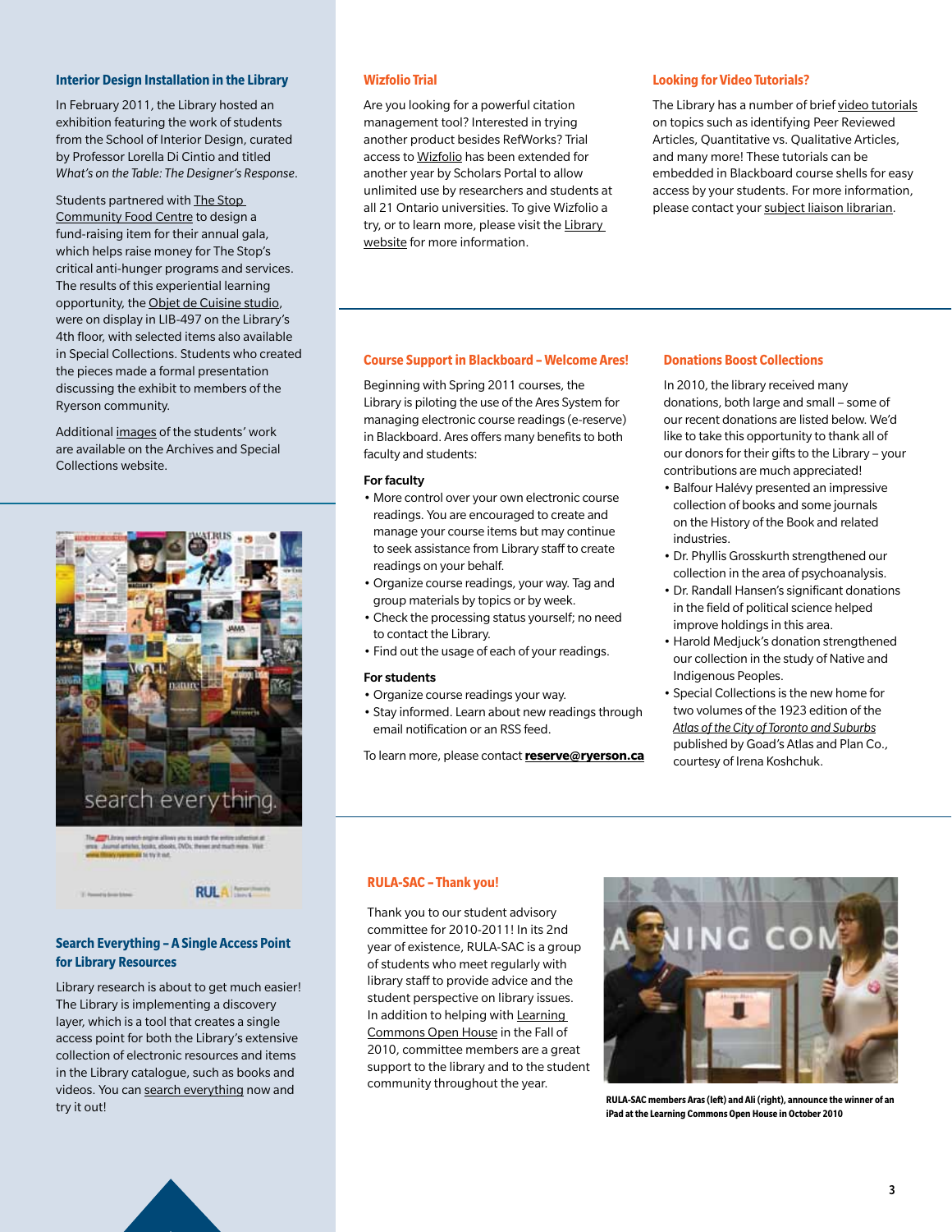## Interior Design Installation in the Library

In February 2011, the Library hosted an exhibition featuring the work of students from the School of Interior Design, curated by Professor Lorella Di Cintio and titled *What's on the Table: The Designer's Response*.

Students partnered with The Stop Community Food Centre to design a fund-raising item for their annual gala, which helps raise money for The Stop's critical anti-hunger programs and services. The results of this experiential learning opportunity, the Objet de Cuisine studio, were on display in LIB-497 on the Library's 4th floor, with selected items also available in Special Collections. Students who created the pieces made a formal presentation discussing the exhibit to members of the Ryerson community.

Additional images of the students' work are available on the Archives and Special Collections website.

## Search Everything – A Single Access Point for Library Resources

Library research is about to get much easier! The Library is implementing a discovery layer, which is a tool that creates a single access point for both the Library's extensive collection of electronic resources and items in the Library catalogue, such as books and videos. You can search everything now and try it out!

## Wizfolio Trial

Are you looking for a powerful citation management tool? Interested in trying another product besides RefWorks? Trial access to Wizfolio has been extended for another year by Scholars Portal to allow unlimited use by researchers and students at all 21 Ontario universities. To give Wizfolio a try, or to learn more, please visit the Library website for more information.

## Looking for Video Tutorials?

The Library has a number of brief video tutorials on topics such as identifying Peer Reviewed Articles, Quantitative vs. Qualitative Articles, and many more! These tutorials can be embedded in Blackboard course shells for easy access by your students. For more information, please contact your subject liaison librarian.

## Course Support in Blackboard – Welcome Ares!

Beginning with Spring 2011 courses, the Library is piloting the use of the Ares System for managing electronic course readings (e-reserve) in Blackboard. Ares offers many benefits to both faculty and students:

**For faculty**

- More control over your own electronic course readings. You are encouraged to create and manage your course items but may continue to seek assistance from Library staff to create readings on your behalf.
- Organize course readings, your way. Tag and group materials by topics or by week.
- Check the processing status yourself; no need to contact the Library.
- Find out the usage of each of your readings.

**For students**

- Organize course readings your way.
- Stay informed. Learn about new readings through email notification or an RSS feed.

To learn more, please contact **reserve@ryerson.ca**

## Donations Boost Collections

In 2010, the library received many donations, both large and small – some of our recent donations are listed below. We'd like to take this opportunity to thank all of our donors for their gifts to the Library – your contributions are much appreciated!

- Balfour Halévy presented an impressive collection of books and some journals on the History of the Book and related industries.
- Dr. Phyllis Grosskurth strengthened our collection in the area of psychoanalysis.
- Dr. Randall Hansen's significant donations in the field of political science helped improve holdings in this area.
- Harold Medjuck's donation strengthened our collection in the study of Native and Indigenous Peoples.
- Special Collections is the new home for two volumes of the 1923 edition of the *Atlas of the City of Toronto and Suburbs* published by Goad's Atlas and Plan Co., courtesy of Irena Koshchuk.

## RULA-SAC – Thank you!

Thank you to our student advisory committee for 2010-2011! In its 2nd year of existence, RULA-SAC is a group of students who meet regularly with library staff to provide advice and the student perspective on library issues. In addition to helping with Learning Commons Open House in the Fall of 2010, committee members are a great support to the library and to the student community throughout the year.

**RULA-SAC members Aras (left) and Ali (right), announce the winner of an iPad at the Learning Commons Open House in October 2010**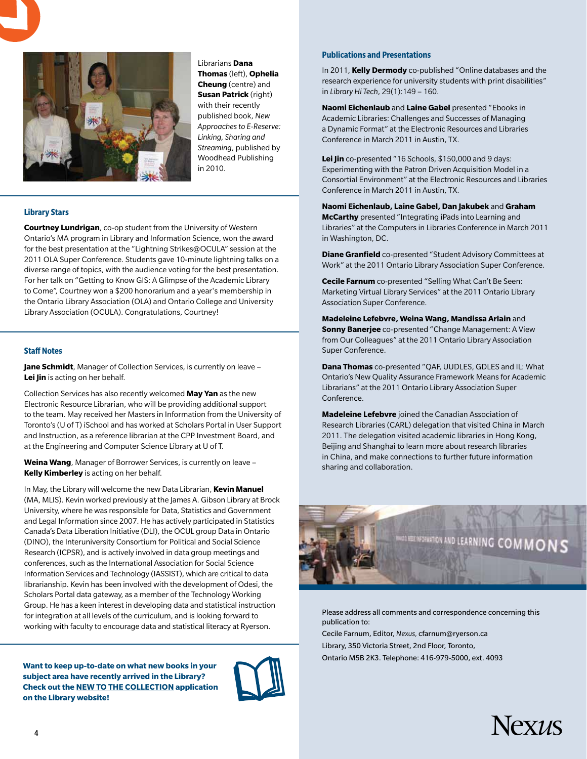Librarians **Dana Thomas** (left), **Ophelia Cheung** (centre) and **Susan Patrick** (right) with their recently published book, *New Approaches to E-Reserve: Linking, Sharing and Streaming*, published by Woodhead Publishing in 2010.

## Library Stars

**Courtney Lundrigan**, co-op student from the University of Western Ontario's MA program in Library and Information Science, won the award for the best presentation at the "Lightning Strikes@OCULA" session at the 2011 OLA Super Conference. Students gave 10-minute lightning talks on a diverse range of topics, with the audience voting for the best presentation. For her talk on "Getting to Know GIS: A Glimpse of the Academic Library to Come", Courtney won a $200 honorarium and a year's membership in the Ontario Library Association (OLA) and Ontario College and University Library Association (OCULA). Congratulations, Courtney!

## Staff Notes

**Jane Schmidt**, Manager of Collection Services, is currently on leave – **Lei Jin** is acting on her behalf.

Collection Services has also recently welcomed **May Yan** as the new Electronic Resource Librarian, who will be providing additional support to the team. May received her Masters in Information from the University of Toronto's (U of T) iSchool and has worked at Scholars Portal in User Support and Instruction, as a reference librarian at the CPP Investment Board, and at the Engineering and Computer Science Library at U of T.

**Weina Wang**, Manager of Borrower Services, is currently on leave – **Kelly Kimberley** is acting on her behalf.

In May, the Library will welcome the new Data Librarian, **Kevin Manuel** (MA, MLIS). Kevin worked previously at the James A. Gibson Library at Brock University, where he was responsible for Data, Statistics and Government and Legal Information since 2007. He has actively participated in Statistics Canada's Data Liberation Initiative (DLI), the OCUL group Data in Ontario (DINO), the Interuniversity Consortium for Political and Social Science Research (ICPSR), and is actively involved in data group meetings and conferences, such as the International Association for Social Science Information Services and Technology (IASSIST), which are critical to data librarianship. Kevin has been involved with the development of Odesi, the Scholars Portal data gateway, as a member of the Technology Working Group. He has a keen interest in developing data and statistical instruction for integration at all levels of the curriculum, and is looking forward to working with faculty to encourage data and statistical literacy at Ryerson.

**Want to keep up-to-date on what new books in your subject area have recently arrived in the Library? Check out the NEW TO THE COLLECTION application on the Library website!**

## Publications and Presentations

In 2011, **Kelly Dermody** co-published "Online databases and the research experience for university students with print disabilities" in *Library Hi Tech*, 29(1):149 – 160.

**Naomi Eichenlaub** and **Laine Gabel** presented "Ebooks in Academic Libraries: Challenges and Successes of Managing a Dynamic Format" at the Electronic Resources and Libraries Conference in March 2011 in Austin, TX.

**Lei Jin** co-presented "16 Schools, $150,000 and 9 days: Experimenting with the Patron Driven Acquisition Model in a Consortial Environment" at the Electronic Resources and Libraries Conference in March 2011 in Austin, TX.

**Naomi Eichenlaub, Laine Gabel, Dan Jakubek** and **Graham McCarthy** presented "Integrating iPads into Learning and Libraries" at the Computers in Libraries Conference in March 2011 in Washington, DC.

**Diane Granfield** co-presented "Student Advisory Committees at Work" at the 2011 Ontario Library Association Super Conference.

**Cecile Farnum** co-presented "Selling What Can't Be Seen: Marketing Virtual Library Services" at the 2011 Ontario Library Association Super Conference.

**Madeleine Lefebvre, Weina Wang, Mandissa Arlain** and **Sonny Banerjee** co-presented "Change Management: A View from Our Colleagues" at the 2011 Ontario Library Association Super Conference.

**Dana Thomas** co-presented "QAF, UUDLES, GDLES and IL: What Ontario's New Quality Assurance Framework Means for Academic Librarians" at the 2011 Ontario Library Association Super Conference.

**Madeleine Lefebvre** joined the Canadian Association of Research Libraries (CARL) delegation that visited China in March 2011. The delegation visited academic libraries in Hong Kong, Beijing and Shanghai to learn more about research libraries in China, and make connections to further future information sharing and collaboration.

Please address all comments and correspondence concerning this publication to:
Cecile Farnum, Editor, *Nexus*, cfarnum@ryerson.ca
Library, 350 Victoria Street, 2nd Floor, Toronto,
Ontario M5B 2K3. Telephone: 416-979-5000, ext. 4093

Nexus